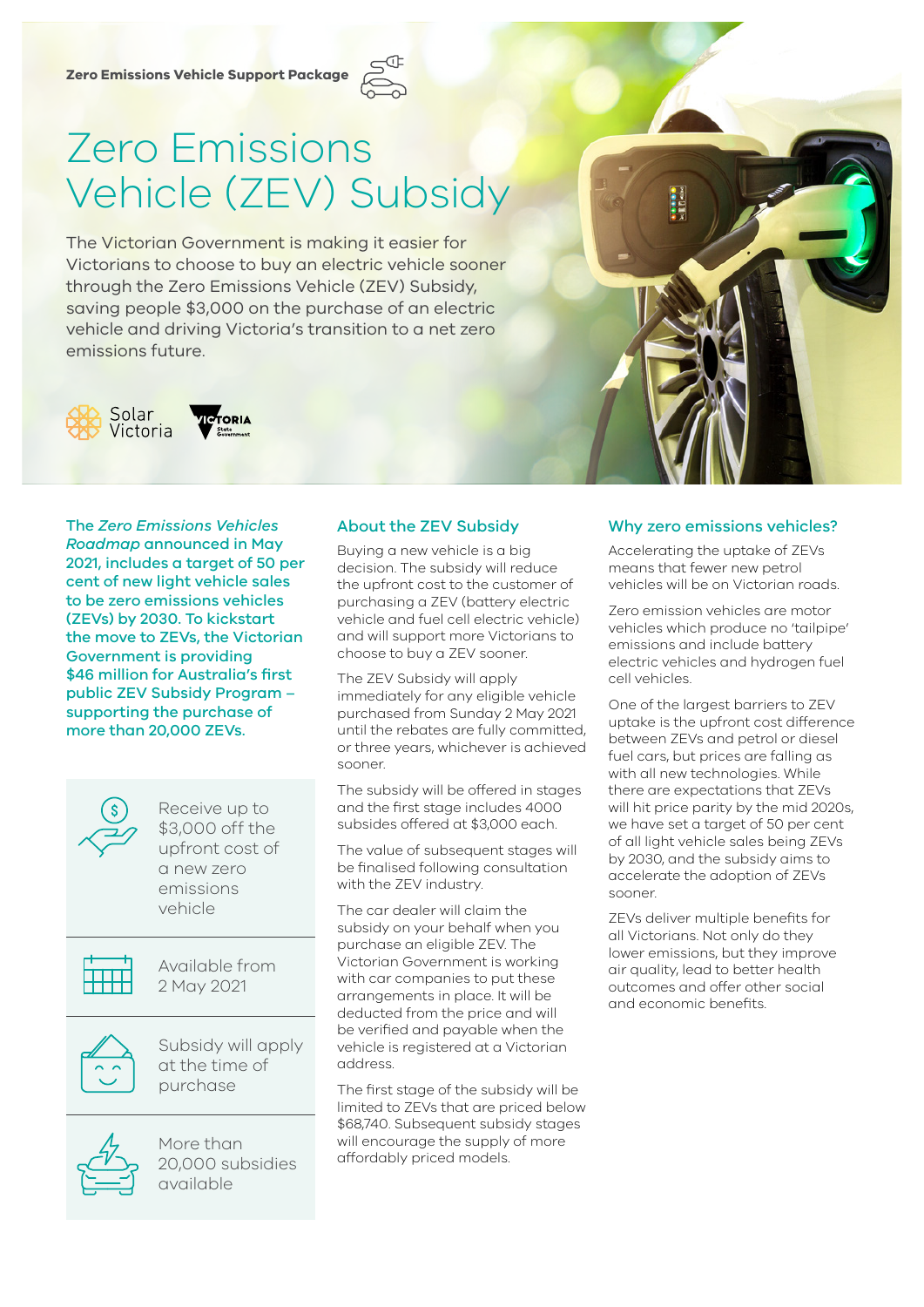Zero Emissions Vehicle Support Package

# Zero Emissions Vehicle (ZEV) Subsidy

The Victorian Government is making it easier for Victorians to choose to buy an electric vehicle sooner through the Zero Emissions Vehicle (ZEV) Subsidy, saving people $3,000 on the purchase of an electric vehicle and driving Victoria's transition to a net zero emissions future.

Solar Victoria

VICTORIA State Government

**The *Zero Emissions Vehicles Roadmap* announced in May 2021, includes a target of 50 per cent of new light vehicle sales to be zero emissions vehicles (ZEVs) by 2030. To kickstart the move to ZEVs, the Victorian Government is providing $46 million for Australia's first public ZEV Subsidy Program – supporting the purchase of more than 20,000 ZEVs.**

Receive up to $3,000 off the upfront cost of a new zero emissions vehicle

Available from 2 May 2021

Subsidy will apply at the time of purchase

More than 20,000 subsidies available

## About the ZEV Subsidy

Buying a new vehicle is a big decision. The subsidy will reduce the upfront cost to the customer of purchasing a ZEV (battery electric vehicle and fuel cell electric vehicle) and will support more Victorians to choose to buy a ZEV sooner.

The ZEV Subsidy will apply immediately for any eligible vehicle purchased from Sunday 2 May 2021 until the rebates are fully committed, or three years, whichever is achieved sooner.

The subsidy will be offered in stages and the first stage includes 4000 subsides offered at $3,000 each.

The value of subsequent stages will be finalised following consultation with the ZEV industry.

The car dealer will claim the subsidy on your behalf when you purchase an eligible ZEV. The Victorian Government is working with car companies to put these arrangements in place. It will be deducted from the price and will be verified and payable when the vehicle is registered at a Victorian address.

The first stage of the subsidy will be limited to ZEVs that are priced below $68,740. Subsequent subsidy stages will encourage the supply of more affordably priced models.

## Why zero emissions vehicles?

Accelerating the uptake of ZEVs means that fewer new petrol vehicles will be on Victorian roads.

Zero emission vehicles are motor vehicles which produce no 'tailpipe' emissions and include battery electric vehicles and hydrogen fuel cell vehicles.

One of the largest barriers to ZEV uptake is the upfront cost difference between ZEVs and petrol or diesel fuel cars, but prices are falling as with all new technologies. While there are expectations that ZEVs will hit price parity by the mid 2020s, we have set a target of 50 per cent of all light vehicle sales being ZEVs by 2030, and the subsidy aims to accelerate the adoption of ZEVs sooner.

ZEVs deliver multiple benefits for all Victorians. Not only do they lower emissions, but they improve air quality, lead to better health outcomes and offer other social and economic benefits.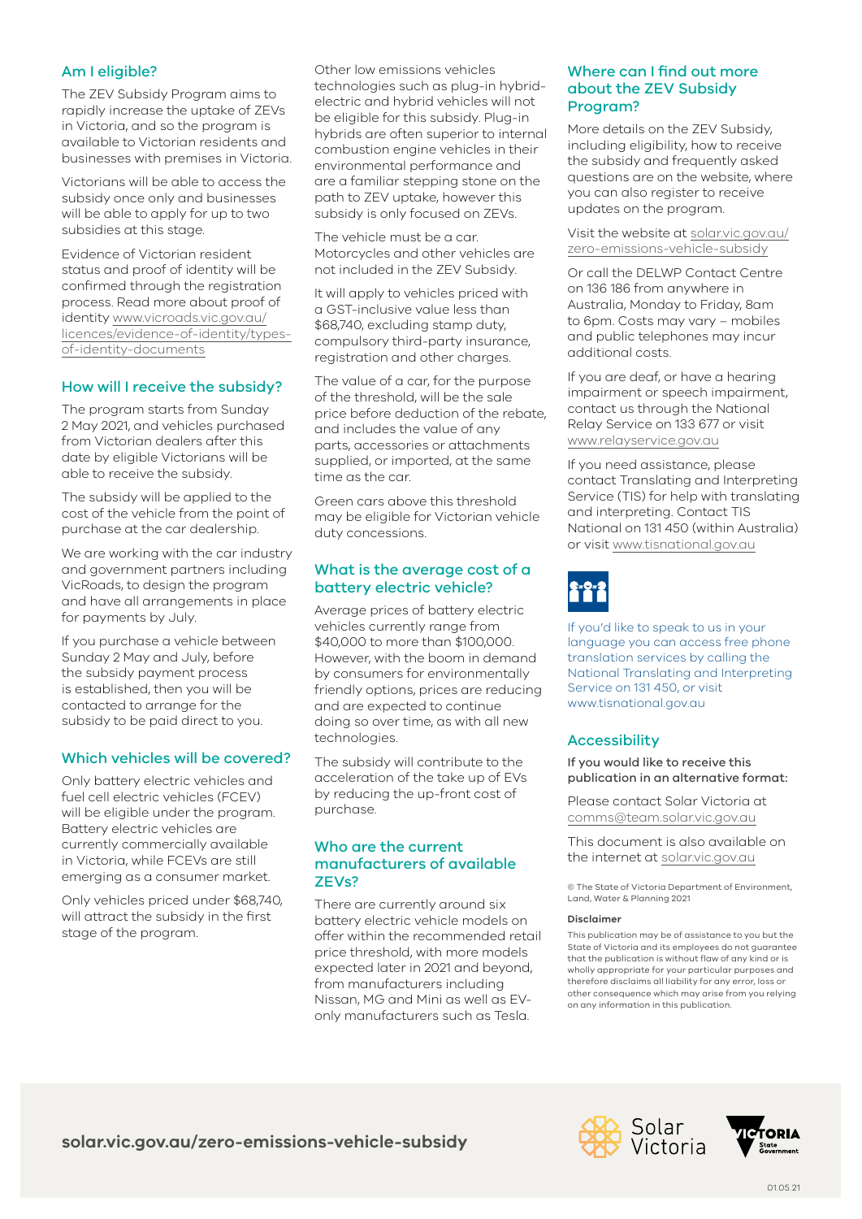## Am I eligible?

The ZEV Subsidy Program aims to rapidly increase the uptake of ZEVs in Victoria, and so the program is available to Victorian residents and businesses with premises in Victoria.

Victorians will be able to access the subsidy once only and businesses will be able to apply for up to two subsidies at this stage.

Evidence of Victorian resident status and proof of identity will be confirmed through the registration process. Read more about proof of identity www.vicroads.vic.gov.au/licences/evidence-of-identity/types-of-identity-documents

## How will I receive the subsidy?

The program starts from Sunday 2 May 2021, and vehicles purchased from Victorian dealers after this date by eligible Victorians will be able to receive the subsidy.

The subsidy will be applied to the cost of the vehicle from the point of purchase at the car dealership.

We are working with the car industry and government partners including VicRoads, to design the program and have all arrangements in place for payments by July.

If you purchase a vehicle between Sunday 2 May and July, before the subsidy payment process is established, then you will be contacted to arrange for the subsidy to be paid direct to you.

## Which vehicles will be covered?

Only battery electric vehicles and fuel cell electric vehicles (FCEV) will be eligible under the program. Battery electric vehicles are currently commercially available in Victoria, while FCEVs are still emerging as a consumer market.

Only vehicles priced under $68,740, will attract the subsidy in the first stage of the program.

Other low emissions vehicles technologies such as plug-in hybrid-electric and hybrid vehicles will not be eligible for this subsidy. Plug-in hybrids are often superior to internal combustion engine vehicles in their environmental performance and are a familiar stepping stone on the path to ZEV uptake, however this subsidy is only focused on ZEVs.

The vehicle must be a car. Motorcycles and other vehicles are not included in the ZEV Subsidy.

It will apply to vehicles priced with a GST-inclusive value less than $68,740, excluding stamp duty, compulsory third-party insurance, registration and other charges.

The value of a car, for the purpose of the threshold, will be the sale price before deduction of the rebate, and includes the value of any parts, accessories or attachments supplied, or imported, at the same time as the car.

Green cars above this threshold may be eligible for Victorian vehicle duty concessions.

## What is the average cost of a battery electric vehicle?

Average prices of battery electric vehicles currently range from $40,000 to more than $100,000. However, with the boom in demand by consumers for environmentally friendly options, prices are reducing and are expected to continue doing so over time, as with all new technologies.

The subsidy will contribute to the acceleration of the take up of EVs by reducing the up-front cost of purchase.

## Who are the current manufacturers of available ZEVs?

There are currently around six battery electric vehicle models on offer within the recommended retail price threshold, with more models expected later in 2021 and beyond, from manufacturers including Nissan, MG and Mini as well as EV-only manufacturers such as Tesla.

## Where can I find out more about the ZEV Subsidy Program?

More details on the ZEV Subsidy, including eligibility, how to receive the subsidy and frequently asked questions are on the website, where you can also register to receive updates on the program.

Visit the website at solar.vic.gov.au/zero-emissions-vehicle-subsidy

Or call the DELWP Contact Centre on 136 186 from anywhere in Australia, Monday to Friday, 8am to 6pm. Costs may vary – mobiles and public telephones may incur additional costs.

If you are deaf, or have a hearing impairment or speech impairment, contact us through the National Relay Service on 133 677 or visit www.relayservice.gov.au

If you need assistance, please contact Translating and Interpreting Service (TIS) for help with translating and interpreting. Contact TIS National on 131 450 (within Australia) or visit www.tisnational.gov.au

If you'd like to speak to us in your language you can access free phone translation services by calling the National Translating and Interpreting Service on 131 450, or visit www.tisnational.gov.au

## Accessibility

**If you would like to receive this publication in an alternative format:**

Please contact Solar Victoria at comms@team.solar.vic.gov.au

This document is also available on the internet at solar.vic.gov.au

© The State of Victoria Department of Environment, Land, Water & Planning 2021

**Disclaimer**

This publication may be of assistance to you but the State of Victoria and its employees do not guarantee that the publication is without flaw of any kind or is wholly appropriate for your particular purposes and therefore disclaims all liability for any error, loss or other consequence which may arise from you relying on any information in this publication.

**solar.vic.gov.au/zero-emissions-vehicle-subsidy**

01.05.21